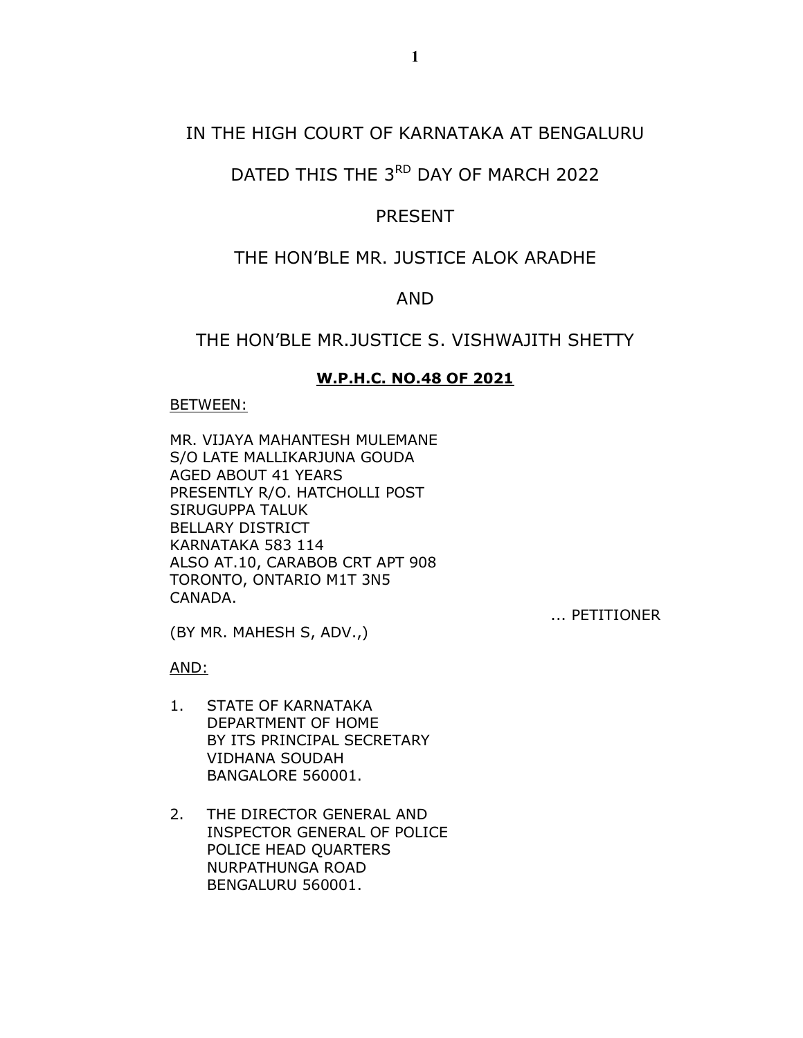IN THE HIGH COURT OF KARNATAKA AT BENGALURU

DATED THIS THE 3RD DAY OF MARCH 2022

PRESENT

THE HON'BLE MR. JUSTICE ALOK ARADHE

AND

THE HON'BLE MR.JUSTICE S. VISHWAJITH SHETTY

**W.P.H.C. NO.48 OF 2021**

BETWEEN:

MR. VIJAYA MAHANTESH MULEMANE
S/O LATE MALLIKARJUNA GOUDA
AGED ABOUT 41 YEARS
PRESENTLY R/O. HATCHOLLI POST
SIRUGUPPA TALUK
BELLARY DISTRICT
KARNATAKA 583 114
ALSO AT.10, CARABOB CRT APT 908
TORONTO, ONTARIO M1T 3N5
CANADA.

... PETITIONER

(BY MR. MAHESH S, ADV.,)

AND:

1. STATE OF KARNATAKA
   DEPARTMENT OF HOME
   BY ITS PRINCIPAL SECRETARY
   VIDHANA SOUDAH
   BANGALORE 560001.

2. THE DIRECTOR GENERAL AND
   INSPECTOR GENERAL OF POLICE
   POLICE HEAD QUARTERS
   NURPATHUNGA ROAD
   BENGALURU 560001.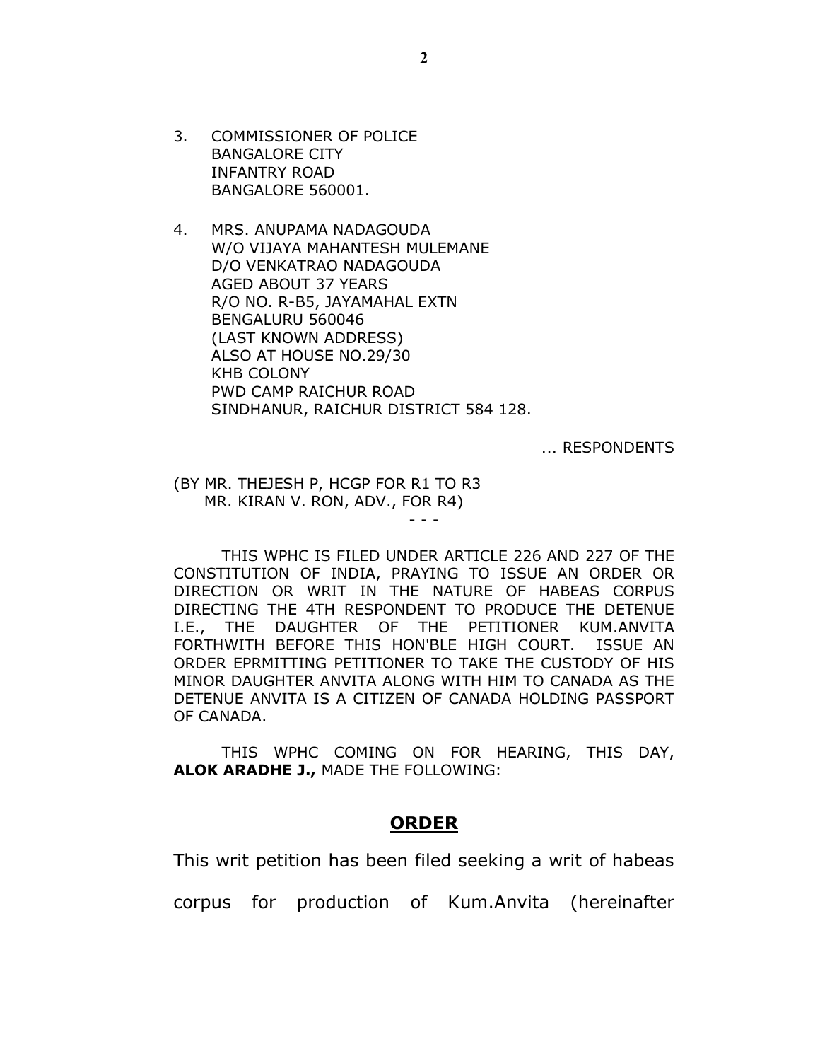3. COMMISSIONER OF POLICE
   BANGALORE CITY
   INFANTRY ROAD
   BANGALORE 560001.

4. MRS. ANUPAMA NADAGOUDA
   W/O VIJAYA MAHANTESH MULEMANE
   D/O VENKATRAO NADAGOUDA
   AGED ABOUT 37 YEARS
   R/O NO. R-B5, JAYAMAHAL EXTN
   BENGALURU 560046
   (LAST KNOWN ADDRESS)
   ALSO AT HOUSE NO.29/30
   KHB COLONY
   PWD CAMP RAICHUR ROAD
   SINDHANUR, RAICHUR DISTRICT 584 128.

... RESPONDENTS

(BY MR. THEJESH P, HCGP FOR R1 TO R3
MR. KIRAN V. RON, ADV., FOR R4)

- - -

THIS WPHC IS FILED UNDER ARTICLE 226 AND 227 OF THE CONSTITUTION OF INDIA, PRAYING TO ISSUE AN ORDER OR DIRECTION OR WRIT IN THE NATURE OF HABEAS CORPUS DIRECTING THE 4TH RESPONDENT TO PRODUCE THE DETENUE I.E., THE DAUGHTER OF THE PETITIONER KUM.ANVITA FORTHWITH BEFORE THIS HON'BLE HIGH COURT. ISSUE AN ORDER EPRMITTING PETITIONER TO TAKE THE CUSTODY OF HIS MINOR DAUGHTER ANVITA ALONG WITH HIM TO CANADA AS THE DETENUE ANVITA IS A CITIZEN OF CANADA HOLDING PASSPORT OF CANADA.

THIS WPHC COMING ON FOR HEARING, THIS DAY, **ALOK ARADHE J.,** MADE THE FOLLOWING:

## ORDER

This writ petition has been filed seeking a writ of habeas corpus for production of Kum.Anvita (hereinafter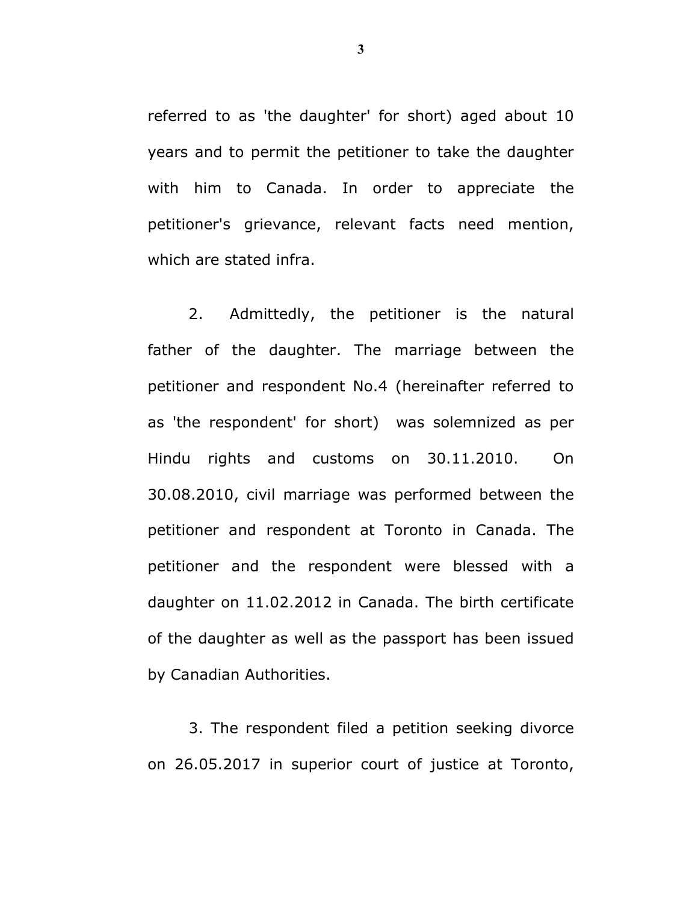referred to as 'the daughter' for short) aged about 10 years and to permit the petitioner to take the daughter with him to Canada. In order to appreciate the petitioner's grievance, relevant facts need mention, which are stated infra.

2. Admittedly, the petitioner is the natural father of the daughter. The marriage between the petitioner and respondent No.4 (hereinafter referred to as 'the respondent' for short) was solemnized as per Hindu rights and customs on 30.11.2010. On 30.08.2010, civil marriage was performed between the petitioner and respondent at Toronto in Canada. The petitioner and the respondent were blessed with a daughter on 11.02.2012 in Canada. The birth certificate of the daughter as well as the passport has been issued by Canadian Authorities.

3. The respondent filed a petition seeking divorce on 26.05.2017 in superior court of justice at Toronto,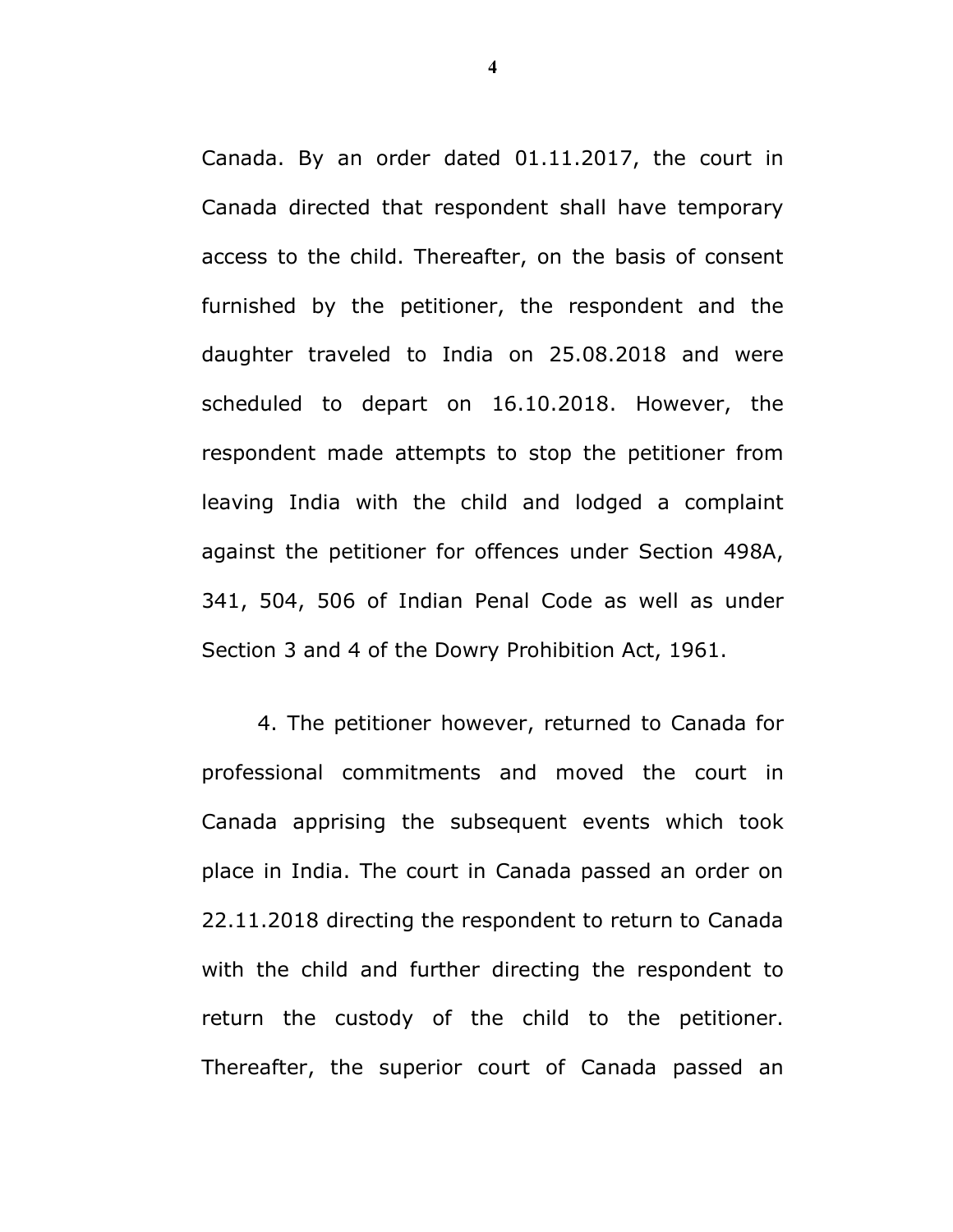Canada. By an order dated 01.11.2017, the court in Canada directed that respondent shall have temporary access to the child. Thereafter, on the basis of consent furnished by the petitioner, the respondent and the daughter traveled to India on 25.08.2018 and were scheduled to depart on 16.10.2018. However, the respondent made attempts to stop the petitioner from leaving India with the child and lodged a complaint against the petitioner for offences under Section 498A, 341, 504, 506 of Indian Penal Code as well as under Section 3 and 4 of the Dowry Prohibition Act, 1961.

4. The petitioner however, returned to Canada for professional commitments and moved the court in Canada apprising the subsequent events which took place in India. The court in Canada passed an order on 22.11.2018 directing the respondent to return to Canada with the child and further directing the respondent to return the custody of the child to the petitioner. Thereafter, the superior court of Canada passed an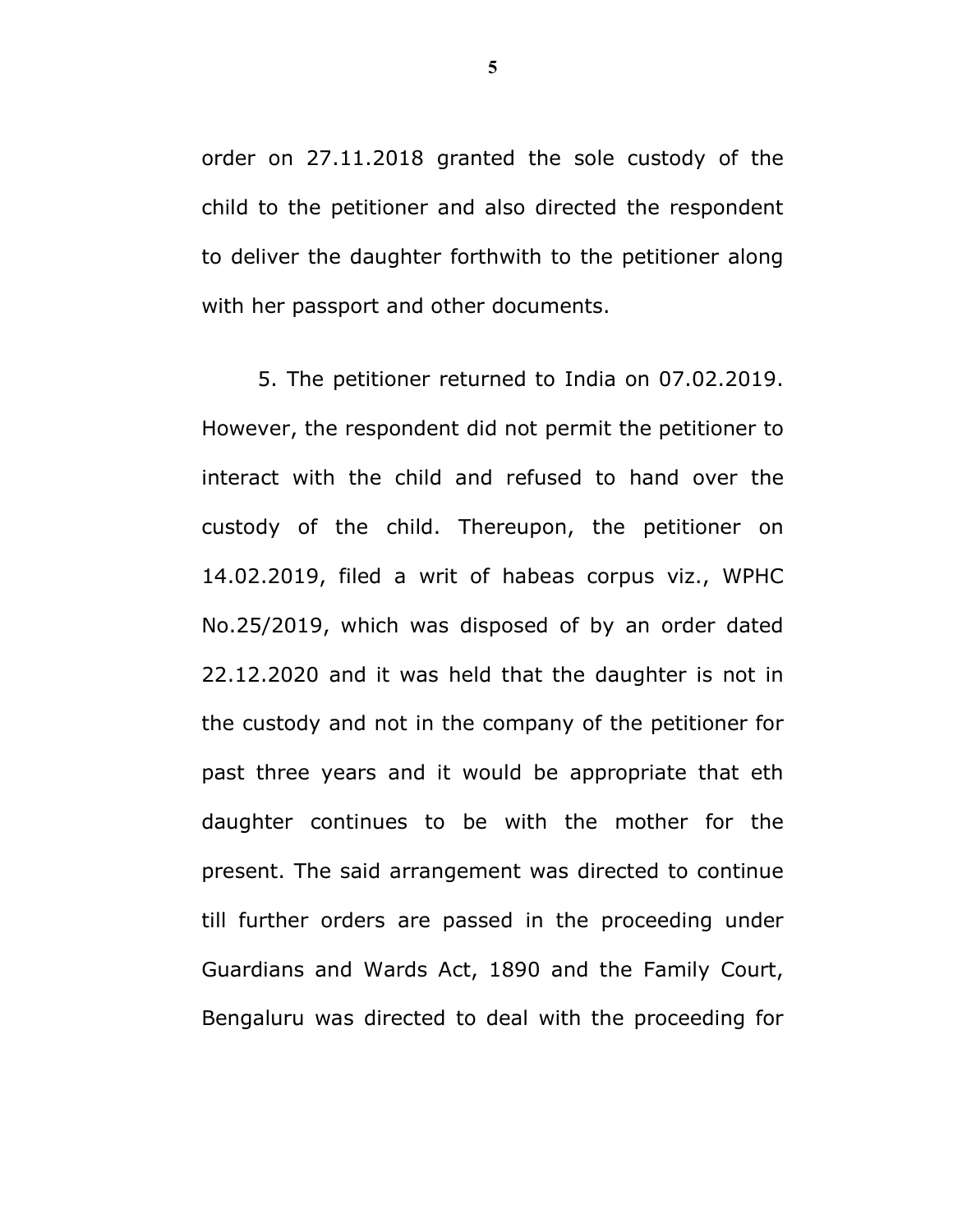order on 27.11.2018 granted the sole custody of the child to the petitioner and also directed the respondent to deliver the daughter forthwith to the petitioner along with her passport and other documents.

5. The petitioner returned to India on 07.02.2019. However, the respondent did not permit the petitioner to interact with the child and refused to hand over the custody of the child. Thereupon, the petitioner on 14.02.2019, filed a writ of habeas corpus viz., WPHC No.25/2019, which was disposed of by an order dated 22.12.2020 and it was held that the daughter is not in the custody and not in the company of the petitioner for past three years and it would be appropriate that eth daughter continues to be with the mother for the present. The said arrangement was directed to continue till further orders are passed in the proceeding under Guardians and Wards Act, 1890 and the Family Court, Bengaluru was directed to deal with the proceeding for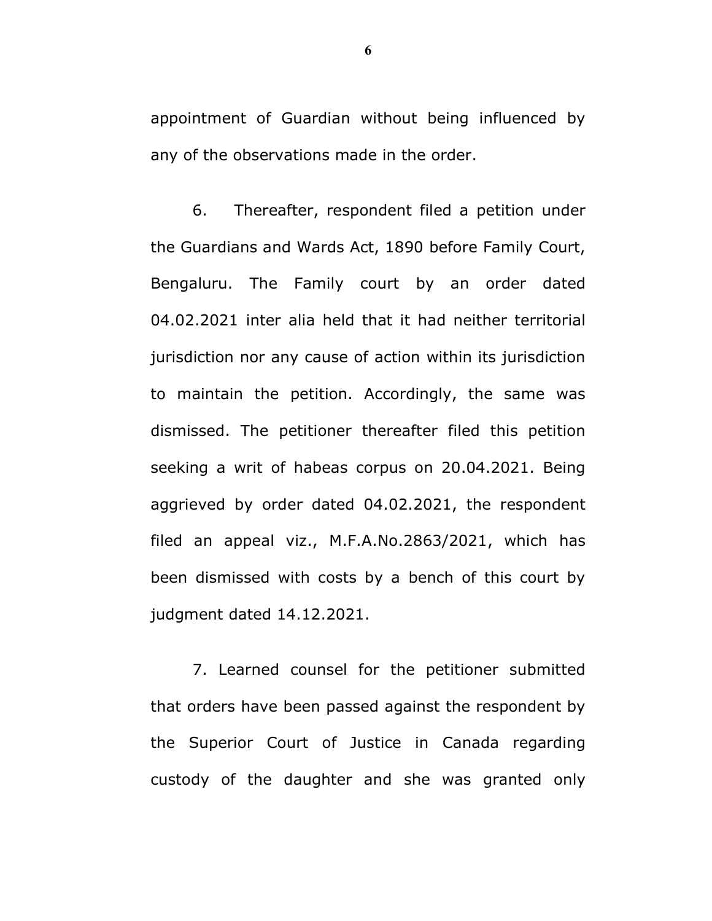appointment of Guardian without being influenced by any of the observations made in the order.

6. Thereafter, respondent filed a petition under the Guardians and Wards Act, 1890 before Family Court, Bengaluru. The Family court by an order dated 04.02.2021 inter alia held that it had neither territorial jurisdiction nor any cause of action within its jurisdiction to maintain the petition. Accordingly, the same was dismissed. The petitioner thereafter filed this petition seeking a writ of habeas corpus on 20.04.2021. Being aggrieved by order dated 04.02.2021, the respondent filed an appeal viz., M.F.A.No.2863/2021, which has been dismissed with costs by a bench of this court by judgment dated 14.12.2021.

7. Learned counsel for the petitioner submitted that orders have been passed against the respondent by the Superior Court of Justice in Canada regarding custody of the daughter and she was granted only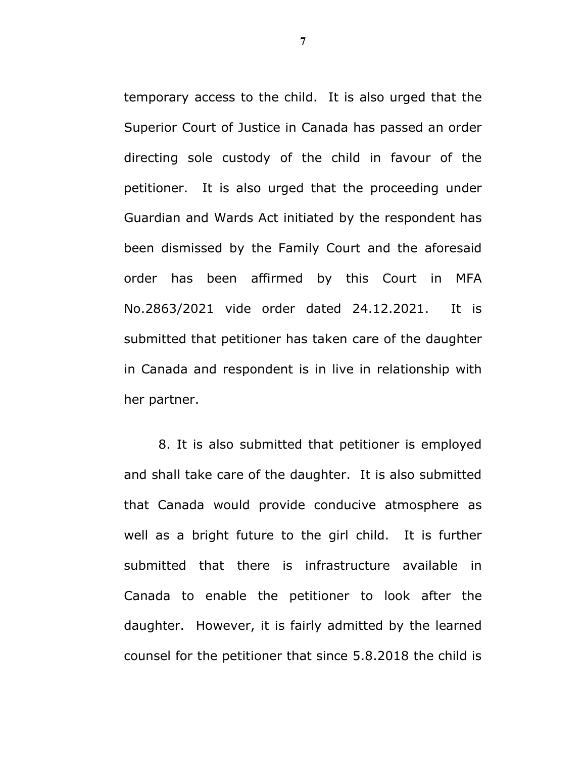temporary access to the child. It is also urged that the Superior Court of Justice in Canada has passed an order directing sole custody of the child in favour of the petitioner. It is also urged that the proceeding under Guardian and Wards Act initiated by the respondent has been dismissed by the Family Court and the aforesaid order has been affirmed by this Court in MFA No.2863/2021 vide order dated 24.12.2021. It is submitted that petitioner has taken care of the daughter in Canada and respondent is in live in relationship with her partner.

8. It is also submitted that petitioner is employed and shall take care of the daughter. It is also submitted that Canada would provide conducive atmosphere as well as a bright future to the girl child. It is further submitted that there is infrastructure available in Canada to enable the petitioner to look after the daughter. However, it is fairly admitted by the learned counsel for the petitioner that since 5.8.2018 the child is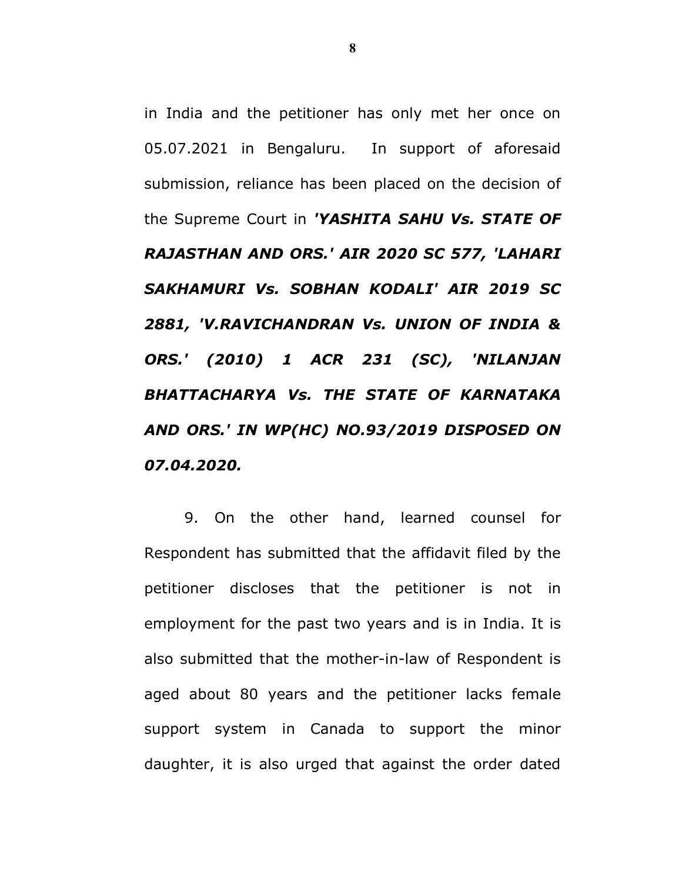in India and the petitioner has only met her once on 05.07.2021 in Bengaluru. In support of aforesaid submission, reliance has been placed on the decision of the Supreme Court in ***'YASHITA SAHU Vs. STATE OF RAJASTHAN AND ORS.' AIR 2020 SC 577, 'LAHARI SAKHAMURI Vs. SOBHAN KODALI' AIR 2019 SC 2881, 'V.RAVICHANDRAN Vs. UNION OF INDIA & ORS.' (2010) 1 ACR 231 (SC), 'NILANJAN BHATTACHARYA Vs. THE STATE OF KARNATAKA AND ORS.' IN WP(HC) NO.93/2019 DISPOSED ON 07.04.2020.***

9. On the other hand, learned counsel for Respondent has submitted that the affidavit filed by the petitioner discloses that the petitioner is not in employment for the past two years and is in India. It is also submitted that the mother-in-law of Respondent is aged about 80 years and the petitioner lacks female support system in Canada to support the minor daughter, it is also urged that against the order dated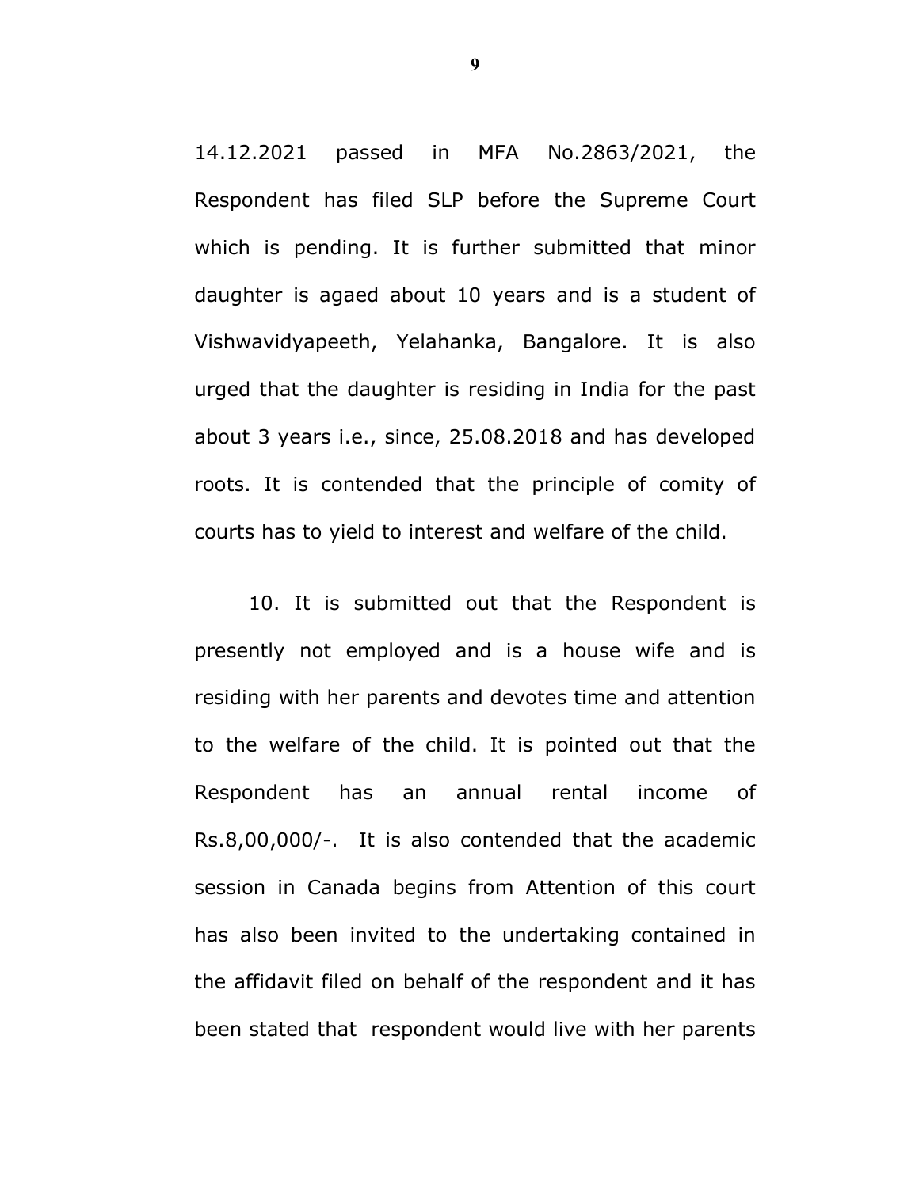14.12.2021 passed in MFA No.2863/2021, the Respondent has filed SLP before the Supreme Court which is pending. It is further submitted that minor daughter is agaed about 10 years and is a student of Vishwavidyapeeth, Yelahanka, Bangalore. It is also urged that the daughter is residing in India for the past about 3 years i.e., since, 25.08.2018 and has developed roots. It is contended that the principle of comity of courts has to yield to interest and welfare of the child.

10. It is submitted out that the Respondent is presently not employed and is a house wife and is residing with her parents and devotes time and attention to the welfare of the child. It is pointed out that the Respondent has an annual rental income of Rs.8,00,000/-. It is also contended that the academic session in Canada begins from Attention of this court has also been invited to the undertaking contained in the affidavit filed on behalf of the respondent and it has been stated that respondent would live with her parents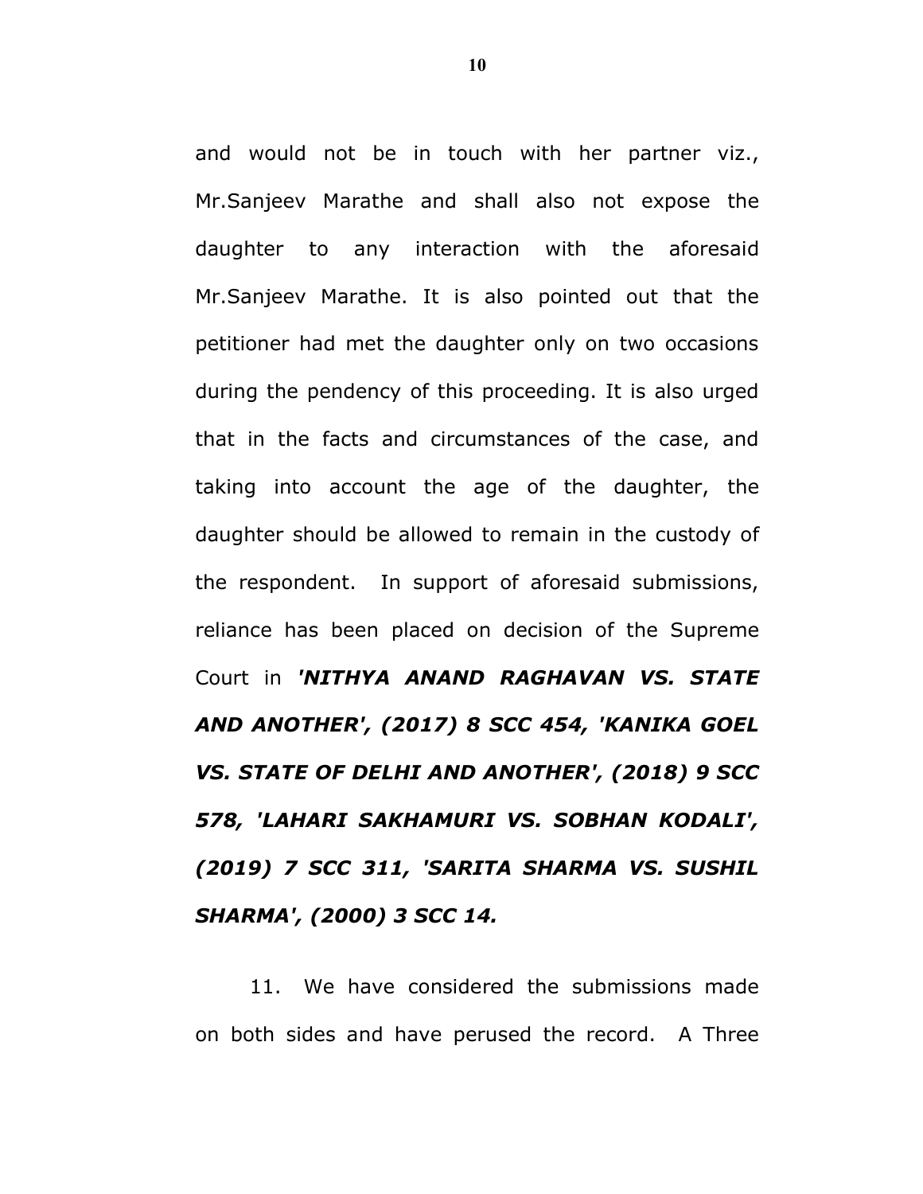and would not be in touch with her partner viz., Mr.Sanjeev Marathe and shall also not expose the daughter to any interaction with the aforesaid Mr.Sanjeev Marathe. It is also pointed out that the petitioner had met the daughter only on two occasions during the pendency of this proceeding. It is also urged that in the facts and circumstances of the case, and taking into account the age of the daughter, the daughter should be allowed to remain in the custody of the respondent. In support of aforesaid submissions, reliance has been placed on decision of the Supreme Court in ***'NITHYA ANAND RAGHAVAN VS. STATE AND ANOTHER', (2017) 8 SCC 454, 'KANIKA GOEL VS. STATE OF DELHI AND ANOTHER', (2018) 9 SCC 578, 'LAHARI SAKHAMURI VS. SOBHAN KODALI', (2019) 7 SCC 311, 'SARITA SHARMA VS. SUSHIL SHARMA', (2000) 3 SCC 14.***

11. We have considered the submissions made on both sides and have perused the record. A Three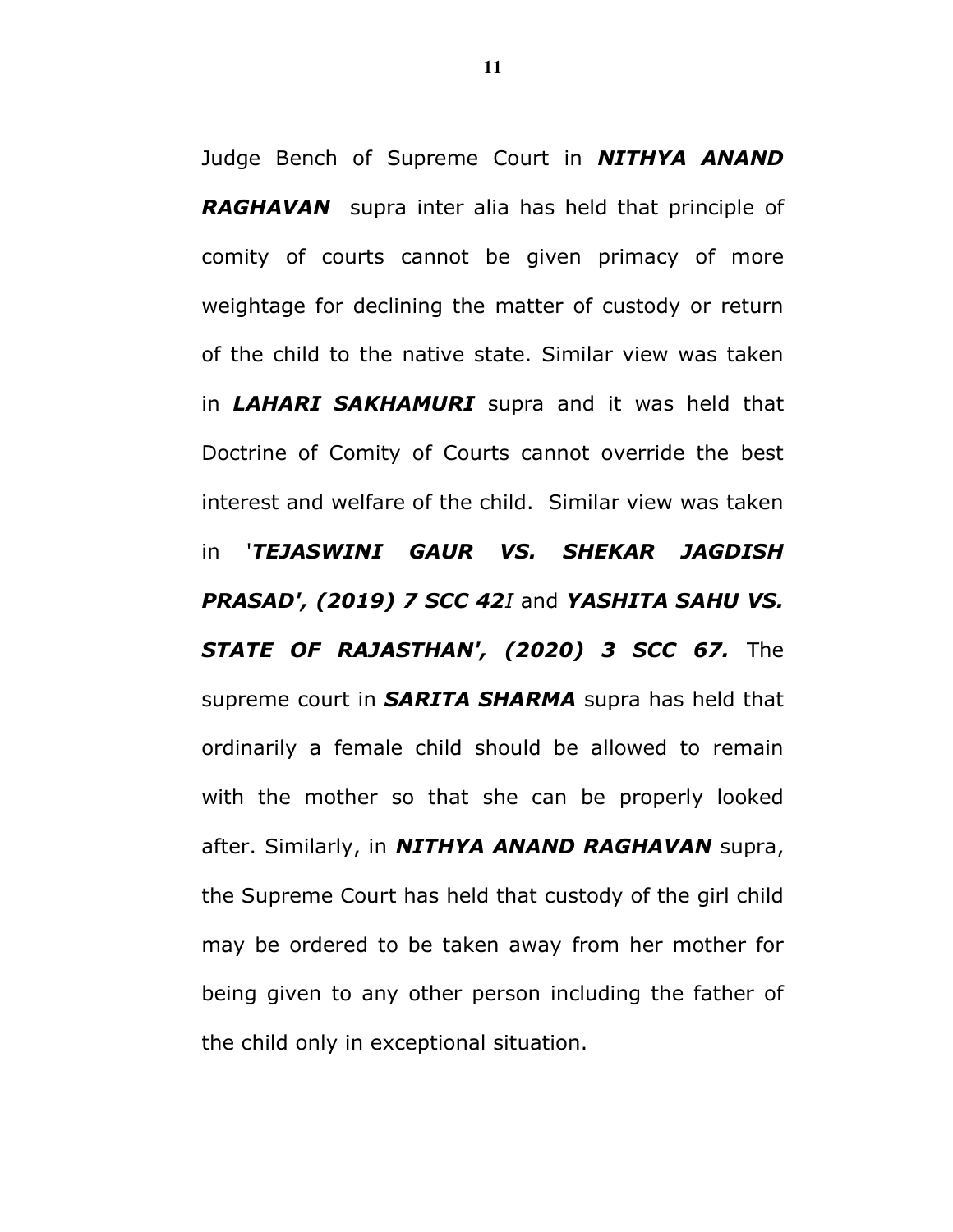Judge Bench of Supreme Court in ***NITHYA ANAND RAGHAVAN*** supra inter alia has held that principle of comity of courts cannot be given primacy of more weightage for declining the matter of custody or return of the child to the native state. Similar view was taken in ***LAHARI SAKHAMURI*** supra and it was held that Doctrine of Comity of Courts cannot override the best interest and welfare of the child. Similar view was taken in '***TEJASWINI GAUR VS. SHEKAR JAGDISH PRASAD', (2019) 7 SCC 42****I* and ***YASHITA SAHU VS. STATE OF RAJASTHAN', (2020) 3 SCC 67.*** The supreme court in ***SARITA SHARMA*** supra has held that ordinarily a female child should be allowed to remain with the mother so that she can be properly looked after. Similarly, in ***NITHYA ANAND RAGHAVAN*** supra, the Supreme Court has held that custody of the girl child may be ordered to be taken away from her mother for being given to any other person including the father of the child only in exceptional situation.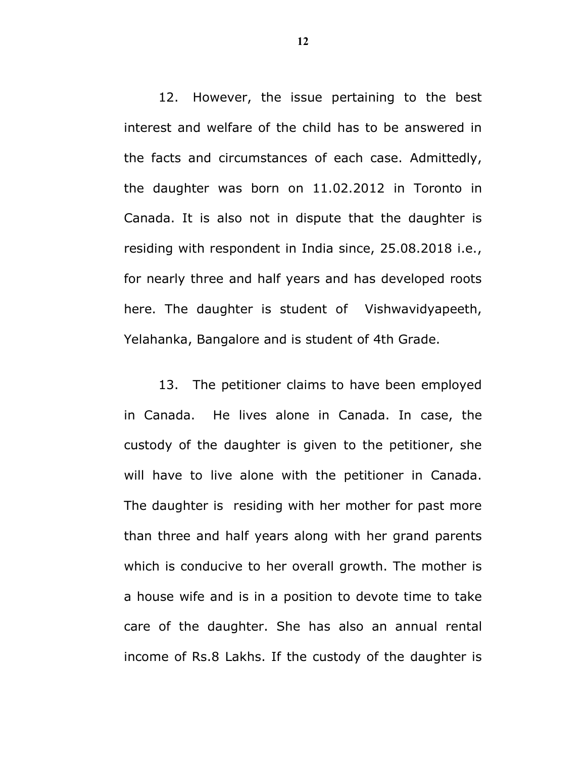12. However, the issue pertaining to the best interest and welfare of the child has to be answered in the facts and circumstances of each case. Admittedly, the daughter was born on 11.02.2012 in Toronto in Canada. It is also not in dispute that the daughter is residing with respondent in India since, 25.08.2018 i.e., for nearly three and half years and has developed roots here. The daughter is student of Vishwavidyapeeth, Yelahanka, Bangalore and is student of 4th Grade.

13. The petitioner claims to have been employed in Canada. He lives alone in Canada. In case, the custody of the daughter is given to the petitioner, she will have to live alone with the petitioner in Canada. The daughter is residing with her mother for past more than three and half years along with her grand parents which is conducive to her overall growth. The mother is a house wife and is in a position to devote time to take care of the daughter. She has also an annual rental income of Rs.8 Lakhs. If the custody of the daughter is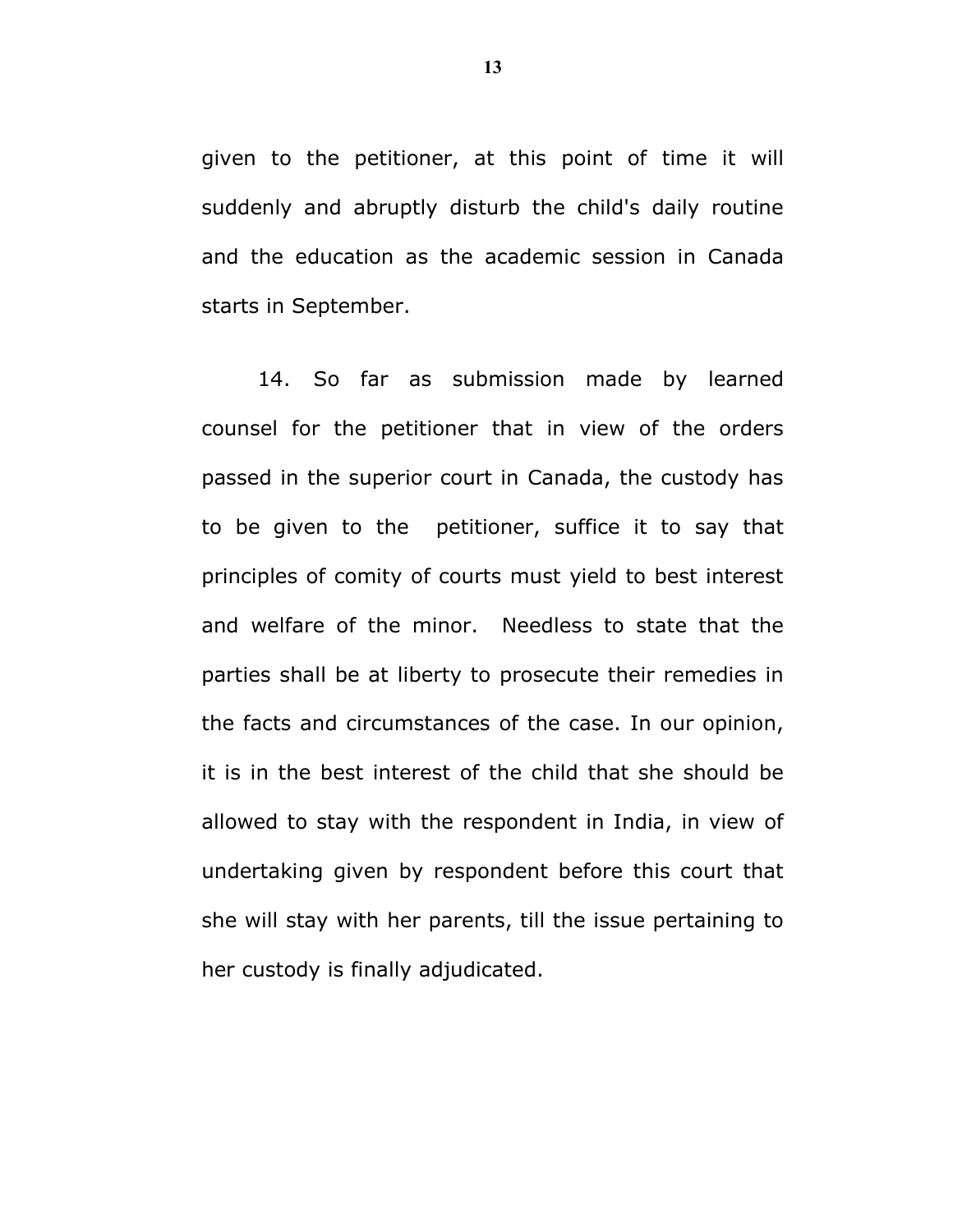given to the petitioner, at this point of time it will suddenly and abruptly disturb the child's daily routine and the education as the academic session in Canada starts in September.

14. So far as submission made by learned counsel for the petitioner that in view of the orders passed in the superior court in Canada, the custody has to be given to the petitioner, suffice it to say that principles of comity of courts must yield to best interest and welfare of the minor. Needless to state that the parties shall be at liberty to prosecute their remedies in the facts and circumstances of the case. In our opinion, it is in the best interest of the child that she should be allowed to stay with the respondent in India, in view of undertaking given by respondent before this court that she will stay with her parents, till the issue pertaining to her custody is finally adjudicated.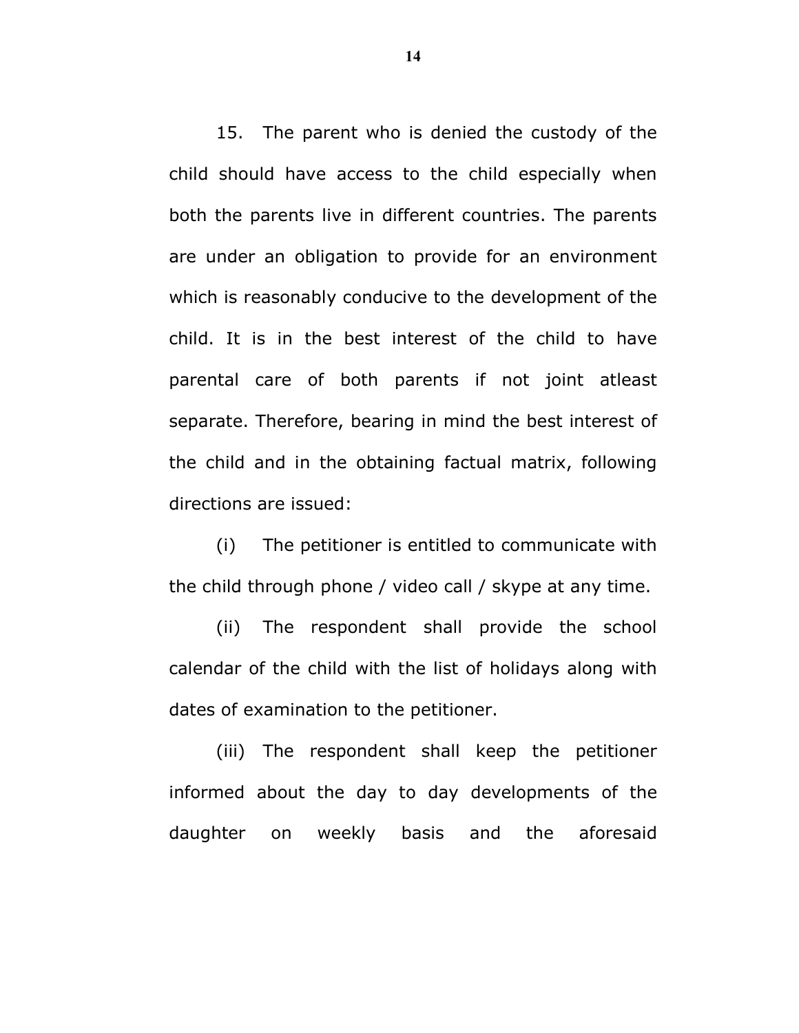15. The parent who is denied the custody of the child should have access to the child especially when both the parents live in different countries. The parents are under an obligation to provide for an environment which is reasonably conducive to the development of the child. It is in the best interest of the child to have parental care of both parents if not joint atleast separate. Therefore, bearing in mind the best interest of the child and in the obtaining factual matrix, following directions are issued:

(i) The petitioner is entitled to communicate with the child through phone / video call / skype at any time.

(ii) The respondent shall provide the school calendar of the child with the list of holidays along with dates of examination to the petitioner.

(iii) The respondent shall keep the petitioner informed about the day to day developments of the daughter on weekly basis and the aforesaid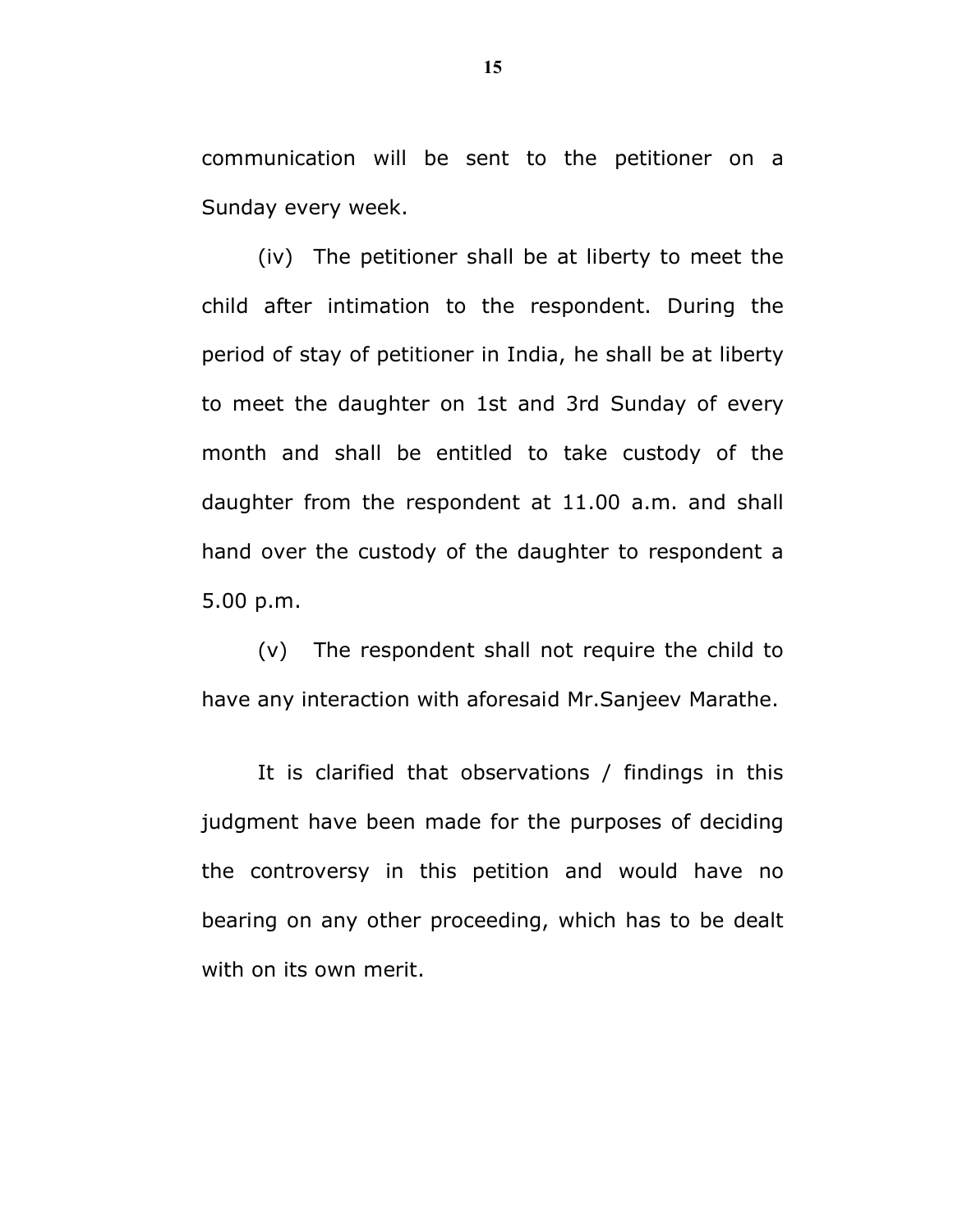communication will be sent to the petitioner on a Sunday every week.

(iv) The petitioner shall be at liberty to meet the child after intimation to the respondent. During the period of stay of petitioner in India, he shall be at liberty to meet the daughter on 1st and 3rd Sunday of every month and shall be entitled to take custody of the daughter from the respondent at 11.00 a.m. and shall hand over the custody of the daughter to respondent a 5.00 p.m.

(v) The respondent shall not require the child to have any interaction with aforesaid Mr.Sanjeev Marathe.

It is clarified that observations / findings in this judgment have been made for the purposes of deciding the controversy in this petition and would have no bearing on any other proceeding, which has to be dealt with on its own merit.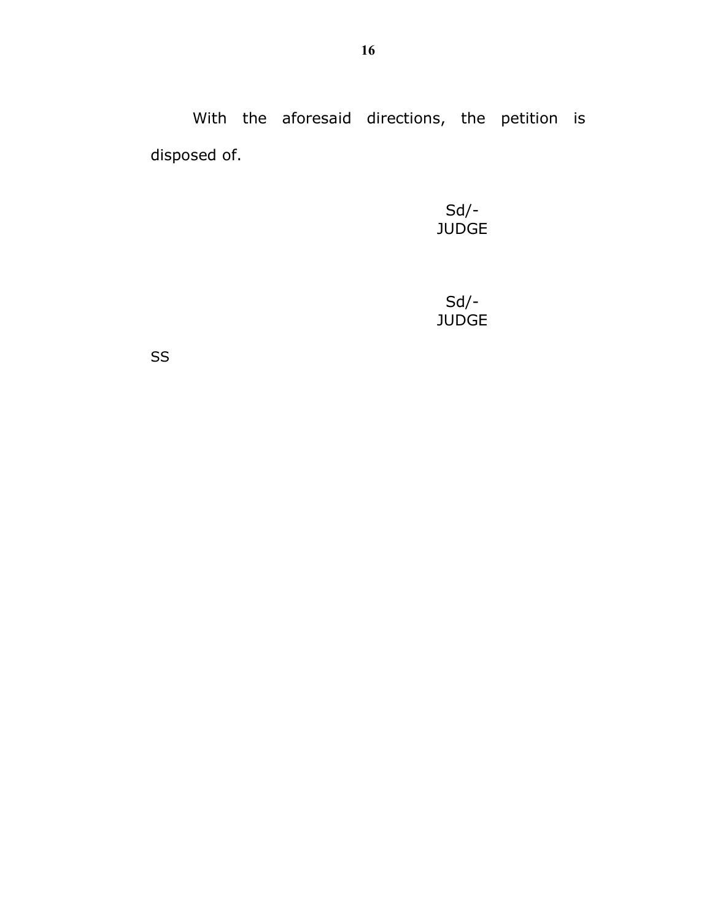With the aforesaid directions, the petition is disposed of.

Sd/-
JUDGE

Sd/-
JUDGE

SS